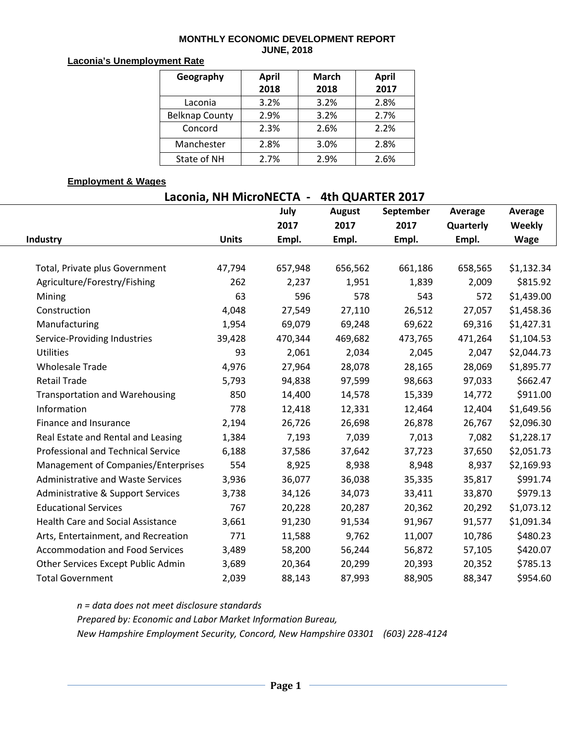# MONTHLY ECONOMIC DEVELOPMENT REPORT
## JUNE, 2018

**Laconia's Unemployment Rate**

| Geography | April 2018 | March 2018 | April 2017 |
|---|---|---|---|
| Laconia | 3.2% | 3.2% | 2.8% |
| Belknap County | 2.9% | 3.2% | 2.7% |
| Concord | 2.3% | 2.6% | 2.2% |
| Manchester | 2.8% | 3.0% | 2.8% |
| State of NH | 2.7% | 2.9% | 2.6% |

**Employment & Wages**

**Laconia, NH MicroNECTA - 4th QUARTER 2017**

| Industry | Units | July 2017 Empl. | August 2017 Empl. | September 2017 Empl. | Average Quarterly Empl. | Average Weekly Wage |
|---|---|---|---|---|---|---|
| Total, Private plus Government | 47,794 | 657,948 | 656,562 | 661,186 | 658,565 | $1,132.34 |
| Agriculture/Forestry/Fishing | 262 | 2,237 | 1,951 | 1,839 | 2,009 | $815.92 |
| Mining | 63 | 596 | 578 | 543 | 572 | $1,439.00 |
| Construction | 4,048 | 27,549 | 27,110 | 26,512 | 27,057 | $1,458.36 |
| Manufacturing | 1,954 | 69,079 | 69,248 | 69,622 | 69,316 | $1,427.31 |
| Service-Providing Industries | 39,428 | 470,344 | 469,682 | 473,765 | 471,264 | $1,104.53 |
| Utilities | 93 | 2,061 | 2,034 | 2,045 | 2,047 | $2,044.73 |
| Wholesale Trade | 4,976 | 27,964 | 28,078 | 28,165 | 28,069 | $1,895.77 |
| Retail Trade | 5,793 | 94,838 | 97,599 | 98,663 | 97,033 | $662.47 |
| Transportation and Warehousing | 850 | 14,400 | 14,578 | 15,339 | 14,772 | $911.00 |
| Information | 778 | 12,418 | 12,331 | 12,464 | 12,404 | $1,649.56 |
| Finance and Insurance | 2,194 | 26,726 | 26,698 | 26,878 | 26,767 | $2,096.30 |
| Real Estate and Rental and Leasing | 1,384 | 7,193 | 7,039 | 7,013 | 7,082 | $1,228.17 |
| Professional and Technical Service | 6,188 | 37,586 | 37,642 | 37,723 | 37,650 | $2,051.73 |
| Management of Companies/Enterprises | 554 | 8,925 | 8,938 | 8,948 | 8,937 | $2,169.93 |
| Administrative and Waste Services | 3,936 | 36,077 | 36,038 | 35,335 | 35,817 | $991.74 |
| Administrative & Support Services | 3,738 | 34,126 | 34,073 | 33,411 | 33,870 | $979.13 |
| Educational Services | 767 | 20,228 | 20,287 | 20,362 | 20,292 | $1,073.12 |
| Health Care and Social Assistance | 3,661 | 91,230 | 91,534 | 91,967 | 91,577 | $1,091.34 |
| Arts, Entertainment, and Recreation | 771 | 11,588 | 9,762 | 11,007 | 10,786 | $480.23 |
| Accommodation and Food Services | 3,489 | 58,200 | 56,244 | 56,872 | 57,105 | $420.07 |
| Other Services Except Public Admin | 3,689 | 20,364 | 20,299 | 20,393 | 20,352 | $785.13 |
| Total Government | 2,039 | 88,143 | 87,993 | 88,905 | 88,347 | $954.60 |

*n = data does not meet disclosure standards*

*Prepared by: Economic and Labor Market Information Bureau,*

*New Hampshire Employment Security, Concord, New Hampshire 03301 (603) 228-4124*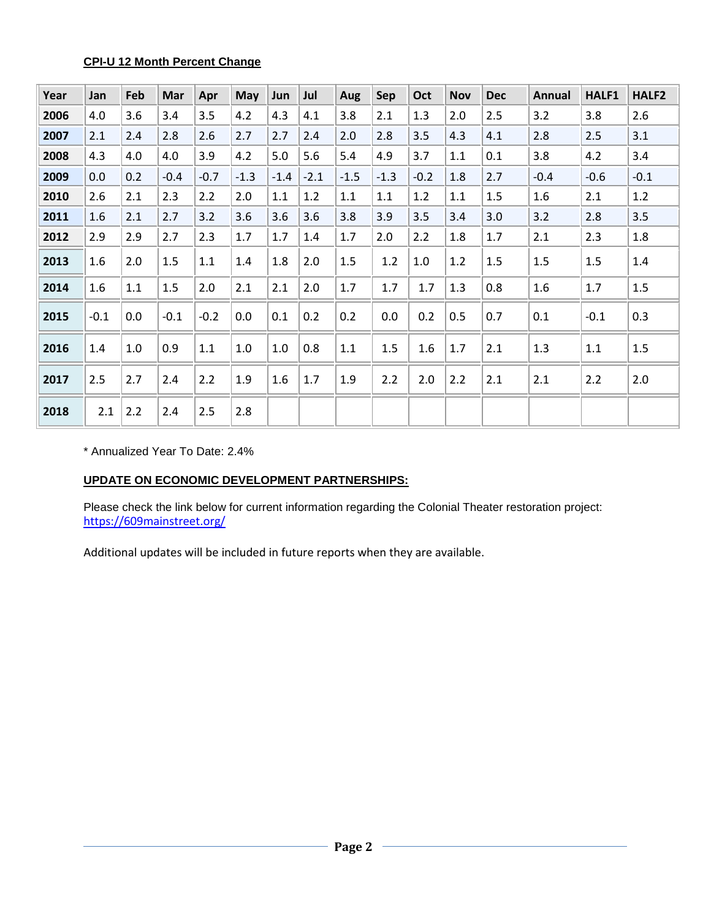**CPI-U 12 Month Percent Change**

| Year | Jan | Feb | Mar | Apr | May | Jun | Jul | Aug | Sep | Oct | Nov | Dec | Annual | HALF1 | HALF2 |
|---|---|---|---|---|---|---|---|---|---|---|---|---|---|---|---|
| **2006** | 4.0 | 3.6 | 3.4 | 3.5 | 4.2 | 4.3 | 4.1 | 3.8 | 2.1 | 1.3 | 2.0 | 2.5 | 3.2 | 3.8 | 2.6 |
| **2007** | 2.1 | 2.4 | 2.8 | 2.6 | 2.7 | 2.7 | 2.4 | 2.0 | 2.8 | 3.5 | 4.3 | 4.1 | 2.8 | 2.5 | 3.1 |
| **2008** | 4.3 | 4.0 | 4.0 | 3.9 | 4.2 | 5.0 | 5.6 | 5.4 | 4.9 | 3.7 | 1.1 | 0.1 | 3.8 | 4.2 | 3.4 |
| **2009** | 0.0 | 0.2 | -0.4 | -0.7 | -1.3 | -1.4 | -2.1 | -1.5 | -1.3 | -0.2 | 1.8 | 2.7 | -0.4 | -0.6 | -0.1 |
| **2010** | 2.6 | 2.1 | 2.3 | 2.2 | 2.0 | 1.1 | 1.2 | 1.1 | 1.1 | 1.2 | 1.1 | 1.5 | 1.6 | 2.1 | 1.2 |
| **2011** | 1.6 | 2.1 | 2.7 | 3.2 | 3.6 | 3.6 | 3.6 | 3.8 | 3.9 | 3.5 | 3.4 | 3.0 | 3.2 | 2.8 | 3.5 |
| **2012** | 2.9 | 2.9 | 2.7 | 2.3 | 1.7 | 1.7 | 1.4 | 1.7 | 2.0 | 2.2 | 1.8 | 1.7 | 2.1 | 2.3 | 1.8 |
| **2013** | 1.6 | 2.0 | 1.5 | 1.1 | 1.4 | 1.8 | 2.0 | 1.5 | 1.2 | 1.0 | 1.2 | 1.5 | 1.5 | 1.5 | 1.4 |
| **2014** | 1.6 | 1.1 | 1.5 | 2.0 | 2.1 | 2.1 | 2.0 | 1.7 | 1.7 | 1.7 | 1.3 | 0.8 | 1.6 | 1.7 | 1.5 |
| **2015** | -0.1 | 0.0 | -0.1 | -0.2 | 0.0 | 0.1 | 0.2 | 0.2 | 0.0 | 0.2 | 0.5 | 0.7 | 0.1 | -0.1 | 0.3 |
| **2016** | 1.4 | 1.0 | 0.9 | 1.1 | 1.0 | 1.0 | 0.8 | 1.1 | 1.5 | 1.6 | 1.7 | 2.1 | 1.3 | 1.1 | 1.5 |
| **2017** | 2.5 | 2.7 | 2.4 | 2.2 | 1.9 | 1.6 | 1.7 | 1.9 | 2.2 | 2.0 | 2.2 | 2.1 | 2.1 | 2.2 | 2.0 |
| **2018** | 2.1 | 2.2 | 2.4 | 2.5 | 2.8 | | | | | | | | | | |

* Annualized Year To Date: 2.4%

**UPDATE ON ECONOMIC DEVELOPMENT PARTNERSHIPS:**

Please check the link below for current information regarding the Colonial Theater restoration project: https://609mainstreet.org/

Additional updates will be included in future reports when they are available.